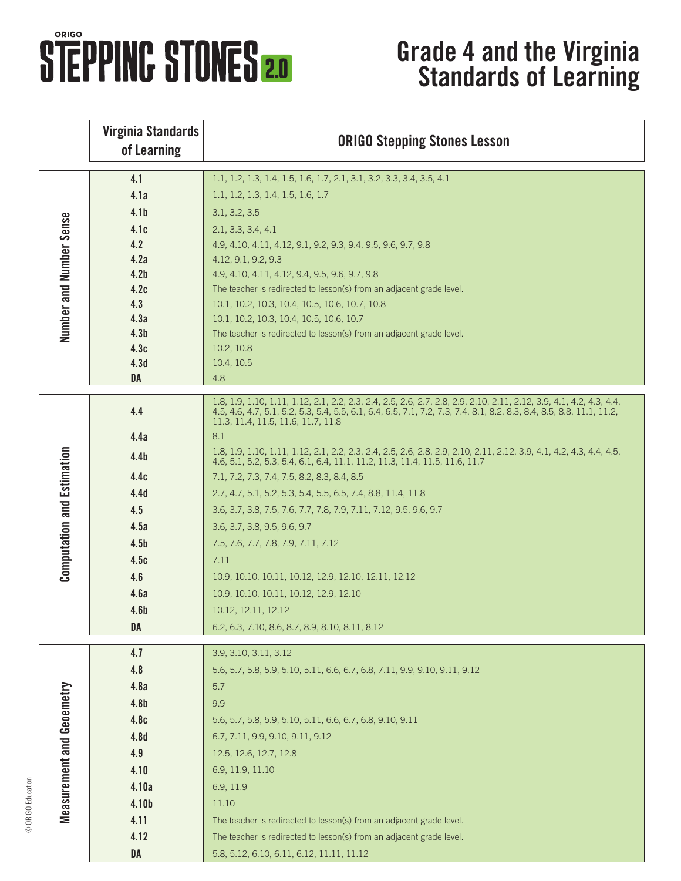ORIGO STEPPING STONES 2.0

# Grade 4 and the Virginia Standards of Learning

| | Virginia Standards of Learning | ORIGO Stepping Stones Lesson |
|---|---|---|
| Number and Number Sense | 4.1 | 1.1, 1.2, 1.3, 1.4, 1.5, 1.6, 1.7, 2.1, 3.1, 3.2, 3.3, 3.4, 3.5, 4.1 |
| | 4.1a | 1.1, 1.2, 1.3, 1.4, 1.5, 1.6, 1.7 |
| | 4.1b | 3.1, 3.2, 3.5 |
| | 4.1c | 2.1, 3.3, 3.4, 4.1 |
| | 4.2 | 4.9, 4.10, 4.11, 4.12, 9.1, 9.2, 9.3, 9.4, 9.5, 9.6, 9.7, 9.8 |
| | 4.2a | 4.12, 9.1, 9.2, 9.3 |
| | 4.2b | 4.9, 4.10, 4.11, 4.12, 9.4, 9.5, 9.6, 9.7, 9.8 |
| | 4.2c | The teacher is redirected to lesson(s) from an adjacent grade level. |
| | 4.3 | 10.1, 10.2, 10.3, 10.4, 10.5, 10.6, 10.7, 10.8 |
| | 4.3a | 10.1, 10.2, 10.3, 10.4, 10.5, 10.6, 10.7 |
| | 4.3b | The teacher is redirected to lesson(s) from an adjacent grade level. |
| | 4.3c | 10.2, 10.8 |
| | 4.3d | 10.4, 10.5 |
| | DA | 4.8 |
| Computation and Estimation | 4.4 | 1.8, 1.9, 1.10, 1.11, 1.12, 2.1, 2.2, 2.3, 2.4, 2.5, 2.6, 2.7, 2.8, 2.9, 2.10, 2.11, 2.12, 3.9, 4.1, 4.2, 4.3, 4.4, 4.5, 4.6, 4.7, 5.1, 5.2, 5.3, 5.4, 5.5, 6.1, 6.4, 6.5, 7.1, 7.2, 7.3, 7.4, 8.1, 8.2, 8.3, 8.4, 8.5, 8.8, 11.1, 11.2, 11.3, 11.4, 11.5, 11.6, 11.7, 11.8 |
| | 4.4a | 8.1 |
| | 4.4b | 1.8, 1.9, 1.10, 1.11, 1.12, 2.1, 2.2, 2.3, 2.4, 2.5, 2.6, 2.8, 2.9, 2.10, 2.11, 2.12, 3.9, 4.1, 4.2, 4.3, 4.4, 4.5, 4.6, 5.1, 5.2, 5.3, 5.4, 6.1, 6.4, 11.1, 11.2, 11.3, 11.4, 11.5, 11.6, 11.7 |
| | 4.4c | 7.1, 7.2, 7.3, 7.4, 7.5, 8.2, 8.3, 8.4, 8.5 |
| | 4.4d | 2.7, 4.7, 5.1, 5.2, 5.3, 5.4, 5.5, 6.5, 7.4, 8.8, 11.4, 11.8 |
| | 4.5 | 3.6, 3.7, 3.8, 7.5, 7.6, 7.7, 7.8, 7.9, 7.11, 7.12, 9.5, 9.6, 9.7 |
| | 4.5a | 3.6, 3.7, 3.8, 9.5, 9.6, 9.7 |
| | 4.5b | 7.5, 7.6, 7.7, 7.8, 7.9, 7.11, 7.12 |
| | 4.5c | 7.11 |
| | 4.6 | 10.9, 10.10, 10.11, 10.12, 12.9, 12.10, 12.11, 12.12 |
| | 4.6a | 10.9, 10.10, 10.11, 10.12, 12.9, 12.10 |
| | 4.6b | 10.12, 12.11, 12.12 |
| | DA | 6.2, 6.3, 7.10, 8.6, 8.7, 8.9, 8.10, 8.11, 8.12 |
| Measurement and Geometry | 4.7 | 3.9, 3.10, 3.11, 3.12 |
| | 4.8 | 5.6, 5.7, 5.8, 5.9, 5.10, 5.11, 6.6, 6.7, 6.8, 7.11, 9.9, 9.10, 9.11, 9.12 |
| | 4.8a | 5.7 |
| | 4.8b | 9.9 |
| | 4.8c | 5.6, 5.7, 5.8, 5.9, 5.10, 5.11, 6.6, 6.7, 6.8, 9.10, 9.11 |
| | 4.8d | 6.7, 7.11, 9.9, 9.10, 9.11, 9.12 |
| | 4.9 | 12.5, 12.6, 12.7, 12.8 |
| | 4.10 | 6.9, 11.9, 11.10 |
| | 4.10a | 6.9, 11.9 |
| | 4.10b | 11.10 |
| | 4.11 | The teacher is redirected to lesson(s) from an adjacent grade level. |
| | 4.12 | The teacher is redirected to lesson(s) from an adjacent grade level. |
| | DA | 5.8, 5.12, 6.10, 6.11, 6.12, 11.11, 11.12 |

© ORIGO Education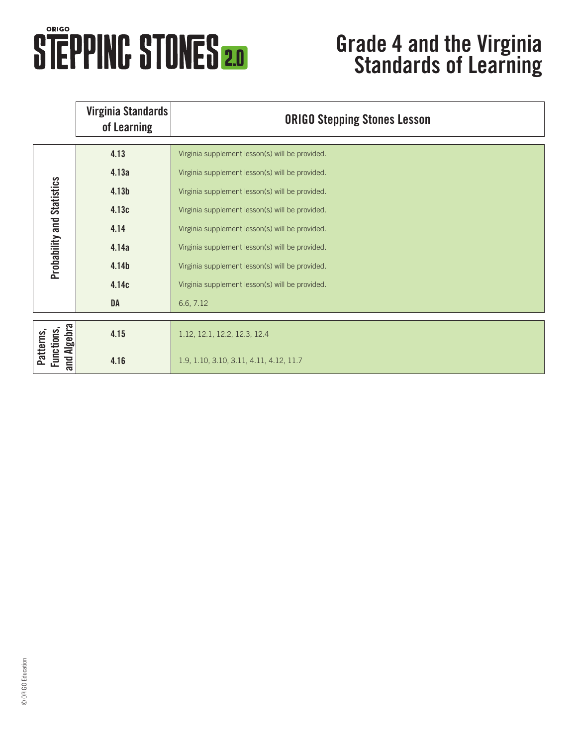# Grade 4 and the Virginia Standards of Learning

| | Virginia Standards of Learning | ORIGO Stepping Stones Lesson |
|---|---|---|
| Probability and Statistics | 4.13 | Virginia supplement lesson(s) will be provided. |
| | 4.13a | Virginia supplement lesson(s) will be provided. |
| | 4.13b | Virginia supplement lesson(s) will be provided. |
| | 4.13c | Virginia supplement lesson(s) will be provided. |
| | 4.14 | Virginia supplement lesson(s) will be provided. |
| | 4.14a | Virginia supplement lesson(s) will be provided. |
| | 4.14b | Virginia supplement lesson(s) will be provided. |
| | 4.14c | Virginia supplement lesson(s) will be provided. |
| | DA | 6.6, 7.12 |
| Patterns, Functions, and Algebra | 4.15 | 1.12, 12.1, 12.2, 12.3, 12.4 |
| | 4.16 | 1.9, 1.10, 3.10, 3.11, 4.11, 4.12, 11.7 |